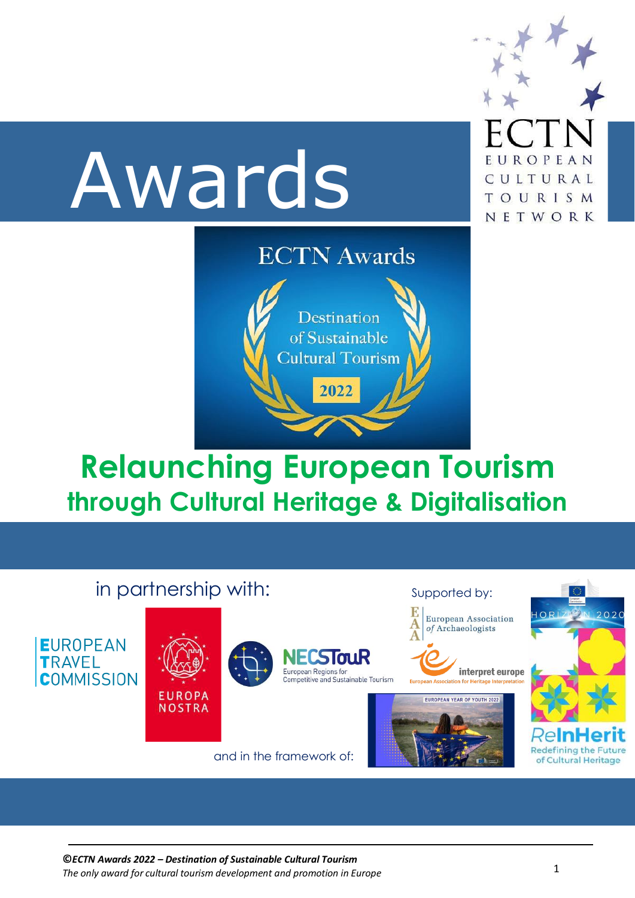# Awards

ECTN
EUROPEAN CULTURAL TOURISM NETWORK

ECTN Awards

Destination of Sustainable Cultural Tourism

2022

## Relaunching European Tourism
### through Cultural Heritage & Digitalisation

in partnership with:

EUROPEAN TRAVEL COMMISSION

EUROPA NOSTRA

NECSTouR
European Regions for Competitive and Sustainable Tourism

Supported by:

European Association of Archaeologists

interpret europe
European Association for Heritage Interpretation

HORIZON 2020

ReInHerit
Redefining the Future of Cultural Heritage

and in the framework of:

EUROPEAN YEAR OF YOUTH 2022

*©ECTN Awards 2022 – Destination of Sustainable Cultural Tourism*
*The only award for cultural tourism development and promotion in Europe*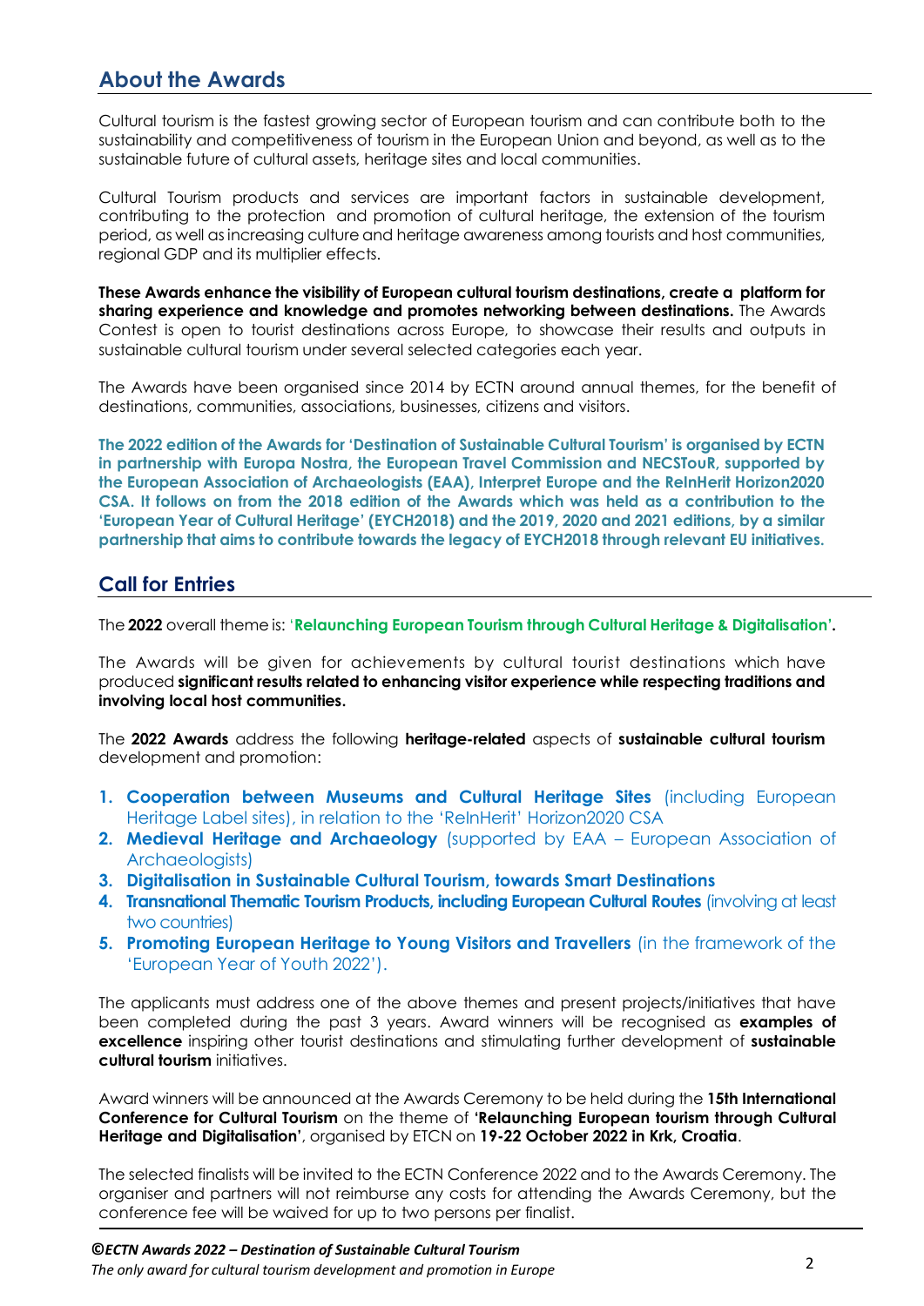## About the Awards

Cultural tourism is the fastest growing sector of European tourism and can contribute both to the sustainability and competitiveness of tourism in the European Union and beyond, as well as to the sustainable future of cultural assets, heritage sites and local communities.

Cultural Tourism products and services are important factors in sustainable development, contributing to the protection and promotion of cultural heritage, the extension of the tourism period, as well as increasing culture and heritage awareness among tourists and host communities, regional GDP and its multiplier effects.

**These Awards enhance the visibility of European cultural tourism destinations, create a platform for sharing experience and knowledge and promotes networking between destinations.** The Awards Contest is open to tourist destinations across Europe, to showcase their results and outputs in sustainable cultural tourism under several selected categories each year.

The Awards have been organised since 2014 by ECTN around annual themes, for the benefit of destinations, communities, associations, businesses, citizens and visitors.

**The 2022 edition of the Awards for 'Destination of Sustainable Cultural Tourism' is organised by ECTN in partnership with Europa Nostra, the European Travel Commission and NECSTouR, supported by the European Association of Archaeologists (EAA), Interpret Europe and the ReInHerit Horizon2020 CSA. It follows on from the 2018 edition of the Awards which was held as a contribution to the 'European Year of Cultural Heritage' (EYCH2018) and the 2019, 2020 and 2021 editions, by a similar partnership that aims to contribute towards the legacy of EYCH2018 through relevant EU initiatives.**

## Call for Entries

The **2022** overall theme is: '**Relaunching European Tourism through Cultural Heritage & Digitalisation'.**

The Awards will be given for achievements by cultural tourist destinations which have produced **significant results related to enhancing visitor experience while respecting traditions and involving local host communities.**

The **2022 Awards** address the following **heritage-related** aspects of **sustainable cultural tourism** development and promotion:

1. **Cooperation between Museums and Cultural Heritage Sites** (including European Heritage Label sites), in relation to the 'ReInHerit' Horizon2020 CSA
2. **Medieval Heritage and Archaeology** (supported by EAA – European Association of Archaeologists)
3. **Digitalisation in Sustainable Cultural Tourism, towards Smart Destinations**
4. **Transnational Thematic Tourism Products, including European Cultural Routes** (involving at least two countries)
5. **Promoting European Heritage to Young Visitors and Travellers** (in the framework of the 'European Year of Youth 2022').

The applicants must address one of the above themes and present projects/initiatives that have been completed during the past 3 years. Award winners will be recognised as **examples of excellence** inspiring other tourist destinations and stimulating further development of **sustainable cultural tourism** initiatives.

Award winners will be announced at the Awards Ceremony to be held during the **15th International Conference for Cultural Tourism** on the theme of **'Relaunching European tourism through Cultural Heritage and Digitalisation'**, organised by ETCN on **19-22 October 2022 in Krk, Croatia**.

The selected finalists will be invited to the ECTN Conference 2022 and to the Awards Ceremony. The organiser and partners will not reimburse any costs for attending the Awards Ceremony, but the conference fee will be waived for up to two persons per finalist.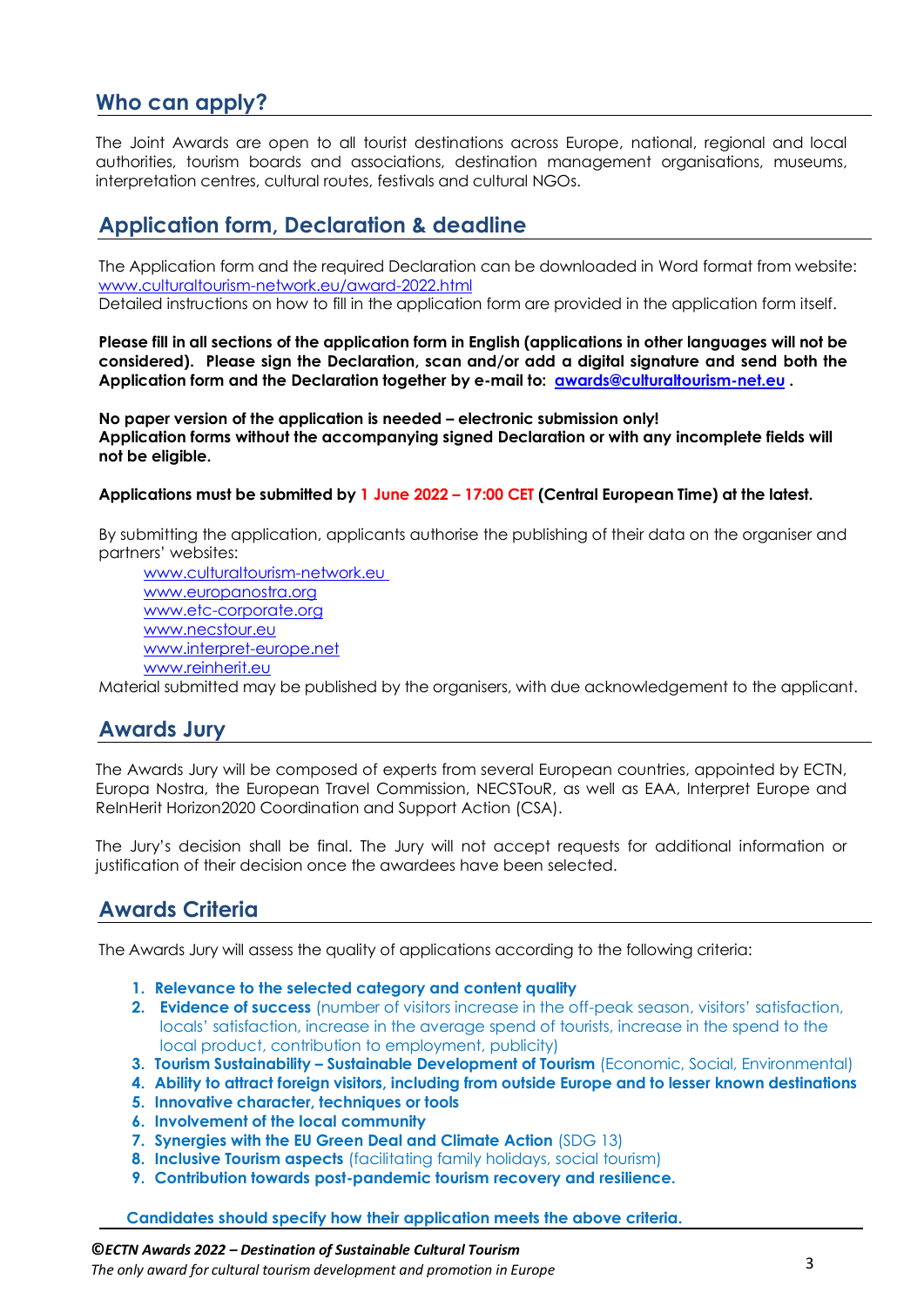## Who can apply?

The Joint Awards are open to all tourist destinations across Europe, national, regional and local authorities, tourism boards and associations, destination management organisations, museums, interpretation centres, cultural routes, festivals and cultural NGOs.

## Application form, Declaration & deadline

The Application form and the required Declaration can be downloaded in Word format from website: www.culturaltourism-network.eu/award-2022.html
Detailed instructions on how to fill in the application form are provided in the application form itself.

**Please fill in all sections of the application form in English (applications in other languages will not be considered). Please sign the Declaration, scan and/or add a digital signature and send both the Application form and the Declaration together by e-mail to: awards@culturaltourism-net.eu .**

**No paper version of the application is needed – electronic submission only!**
**Application forms without the accompanying signed Declaration or with any incomplete fields will not be eligible.**

**Applications must be submitted by 1 June 2022 – 17:00 CET (Central European Time) at the latest.**

By submitting the application, applicants authorise the publishing of their data on the organiser and partners' websites:

- www.culturaltourism-network.eu
- www.europanostra.org
- www.etc-corporate.org
- www.necstour.eu
- www.interpret-europe.net
- www.reinherit.eu

Material submitted may be published by the organisers, with due acknowledgement to the applicant.

## Awards Jury

The Awards Jury will be composed of experts from several European countries, appointed by ECTN, Europa Nostra, the European Travel Commission, NECSTouR, as well as EAA, Interpret Europe and ReInHerit Horizon2020 Coordination and Support Action (CSA).

The Jury's decision shall be final. The Jury will not accept requests for additional information or justification of their decision once the awardees have been selected.

## Awards Criteria

The Awards Jury will assess the quality of applications according to the following criteria:

1. **Relevance to the selected category and content quality**
2. **Evidence of success** (number of visitors increase in the off-peak season, visitors' satisfaction, locals' satisfaction, increase in the average spend of tourists, increase in the spend to the local product, contribution to employment, publicity)
3. **Tourism Sustainability – Sustainable Development of Tourism** (Economic, Social, Environmental)
4. **Ability to attract foreign visitors, including from outside Europe and to lesser known destinations**
5. **Innovative character, techniques or tools**
6. **Involvement of the local community**
7. **Synergies with the EU Green Deal and Climate Action** (SDG 13)
8. **Inclusive Tourism aspects** (facilitating family holidays, social tourism)
9. **Contribution towards post-pandemic tourism recovery and resilience.**

**Candidates should specify how their application meets the above criteria.**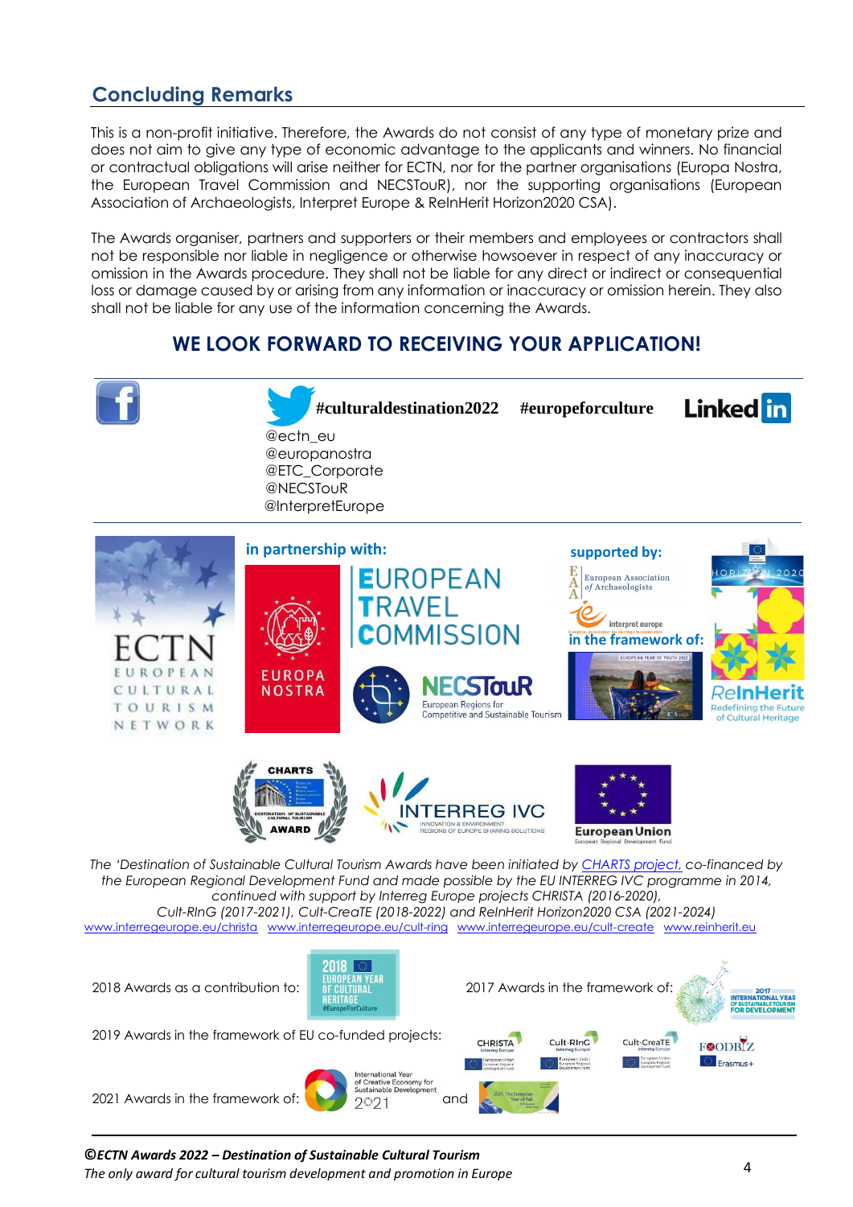## Concluding Remarks

This is a non-profit initiative. Therefore, the Awards do not consist of any type of monetary prize and does not aim to give any type of economic advantage to the applicants and winners. No financial or contractual obligations will arise neither for ECTN, nor for the partner organisations (Europa Nostra, the European Travel Commission and NECSTouR), nor the supporting organisations (European Association of Archaeologists, Interpret Europe & ReInHerit Horizon2020 CSA).

The Awards organiser, partners and supporters or their members and employees or contractors shall not be responsible nor liable in negligence or otherwise howsoever in respect of any inaccuracy or omission in the Awards procedure. They shall not be liable for any direct or indirect or consequential loss or damage caused by or arising from any information or inaccuracy or omission herein. They also shall not be liable for any use of the information concerning the Awards.

### WE LOOK FORWARD TO RECEIVING YOUR APPLICATION!

**#culturaldestination2022** **#europeforculture**

@ectn_eu
@europanostra
@ETC_Corporate
@NECSTouR
@InterpretEurope

**in partnership with:**

**supported by:**

**in the framework of:**

*The 'Destination of Sustainable Cultural Tourism Awards have been initiated by CHARTS project, co-financed by the European Regional Development Fund and made possible by the EU INTERREG IVC programme in 2014, continued with support by Interreg Europe projects CHRISTA (2016-2020), Cult-RInG (2017-2021), Cult-CreaTE (2018-2022) and ReInHerit Horizon2020 CSA (2021-2024)*

www.interregeurope.eu/christa www.interregeurope.eu/cult-ring www.interregeurope.eu/cult-create www.reinherit.eu

2018 Awards as a contribution to:

2017 Awards in the framework of:

2019 Awards in the framework of EU co-funded projects:

2021 Awards in the framework of: and

***©ECTN Awards 2022 – Destination of Sustainable Cultural Tourism***

*The only award for cultural tourism development and promotion in Europe*